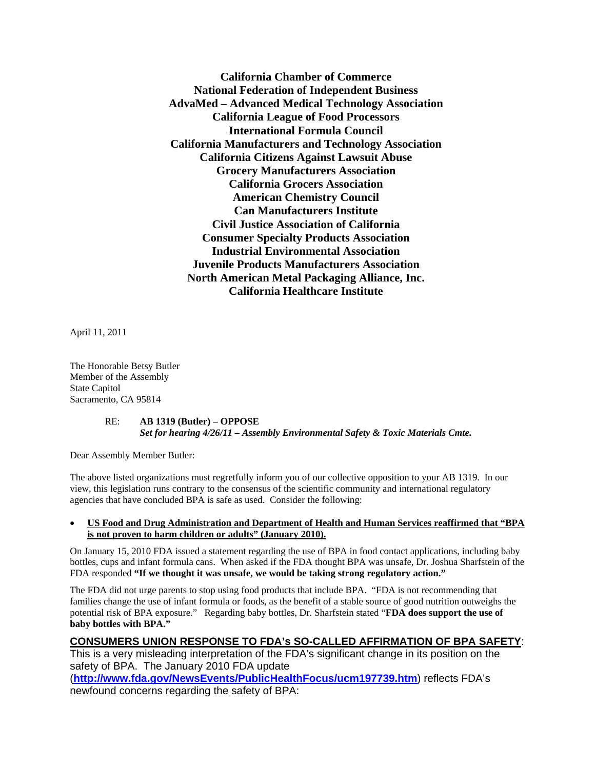**California Chamber of Commerce**
**National Federation of Independent Business**
**AdvaMed – Advanced Medical Technology Association**
**California League of Food Processors**
**International Formula Council**
**California Manufacturers and Technology Association**
**California Citizens Against Lawsuit Abuse**
**Grocery Manufacturers Association**
**California Grocers Association**
**American Chemistry Council**
**Can Manufacturers Institute**
**Civil Justice Association of California**
**Consumer Specialty Products Association**
**Industrial Environmental Association**
**Juvenile Products Manufacturers Association**
**North American Metal Packaging Alliance, Inc.**
**California Healthcare Institute**

April 11, 2011

The Honorable Betsy Butler
Member of the Assembly
State Capitol
Sacramento, CA 95814

RE: **AB 1319 (Butler) – OPPOSE**
***Set for hearing 4/26/11 – Assembly Environmental Safety & Toxic Materials Cmte.***

Dear Assembly Member Butler:

The above listed organizations must regretfully inform you of our collective opposition to your AB 1319. In our view, this legislation runs contrary to the consensus of the scientific community and international regulatory agencies that have concluded BPA is safe as used. Consider the following:

- **US Food and Drug Administration and Department of Health and Human Services reaffirmed that "BPA is not proven to harm children or adults" (January 2010).**

On January 15, 2010 FDA issued a statement regarding the use of BPA in food contact applications, including baby bottles, cups and infant formula cans. When asked if the FDA thought BPA was unsafe, Dr. Joshua Sharfstein of the FDA responded **"If we thought it was unsafe, we would be taking strong regulatory action."**

The FDA did not urge parents to stop using food products that include BPA. "FDA is not recommending that families change the use of infant formula or foods, as the benefit of a stable source of good nutrition outweighs the potential risk of BPA exposure." Regarding baby bottles, Dr. Sharfstein stated "**FDA does support the use of baby bottles with BPA.**"

**CONSUMERS UNION RESPONSE TO FDA's SO-CALLED AFFIRMATION OF BPA SAFETY**:
This is a very misleading interpretation of the FDA's significant change in its position on the safety of BPA. The January 2010 FDA update (**http://www.fda.gov/NewsEvents/PublicHealthFocus/ucm197739.htm**) reflects FDA's newfound concerns regarding the safety of BPA: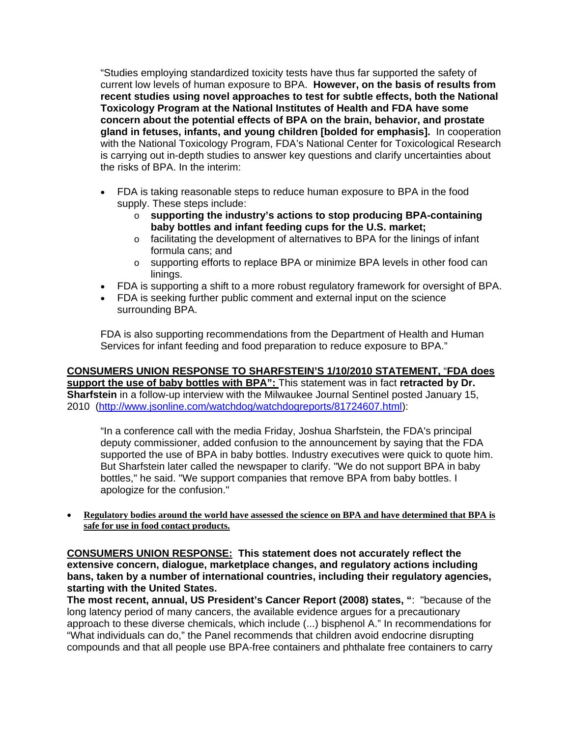"Studies employing standardized toxicity tests have thus far supported the safety of current low levels of human exposure to BPA. **However, on the basis of results from recent studies using novel approaches to test for subtle effects, both the National Toxicology Program at the National Institutes of Health and FDA have some concern about the potential effects of BPA on the brain, behavior, and prostate gland in fetuses, infants, and young children [bolded for emphasis].** In cooperation with the National Toxicology Program, FDA's National Center for Toxicological Research is carrying out in-depth studies to answer key questions and clarify uncertainties about the risks of BPA. In the interim:

- FDA is taking reasonable steps to reduce human exposure to BPA in the food supply. These steps include:
  - **supporting the industry's actions to stop producing BPA-containing baby bottles and infant feeding cups for the U.S. market;**
  - facilitating the development of alternatives to BPA for the linings of infant formula cans; and
  - supporting efforts to replace BPA or minimize BPA levels in other food can linings.
- FDA is supporting a shift to a more robust regulatory framework for oversight of BPA.
- FDA is seeking further public comment and external input on the science surrounding BPA.

FDA is also supporting recommendations from the Department of Health and Human Services for infant feeding and food preparation to reduce exposure to BPA."

**<u>CONSUMERS UNION RESPONSE TO SHARFSTEIN'S 1/10/2010 STATEMENT,</u> "<u>FDA does support the use of baby bottles with BPA":</u>** This statement was in fact **retracted by Dr. Sharfstein** in a follow-up interview with the Milwaukee Journal Sentinel posted January 15, 2010 (http://www.jsonline.com/watchdog/watchdogreports/81724607.html):

"In a conference call with the media Friday, Joshua Sharfstein, the FDA's principal deputy commissioner, added confusion to the announcement by saying that the FDA supported the use of BPA in baby bottles. Industry executives were quick to quote him. But Sharfstein later called the newspaper to clarify. "We do not support BPA in baby bottles," he said. "We support companies that remove BPA from baby bottles. I apologize for the confusion."

- **<u>Regulatory bodies around the world have assessed the science on BPA and have determined that BPA is safe for use in food contact products.</u>**

**<u>CONSUMERS UNION RESPONSE:</u> This statement does not accurately reflect the extensive concern, dialogue, marketplace changes, and regulatory actions including bans, taken by a number of international countries, including their regulatory agencies, starting with the United States.**

**The most recent, annual, US President's Cancer Report (2008) states, "**: "because of the long latency period of many cancers, the available evidence argues for a precautionary approach to these diverse chemicals, which include (...) bisphenol A." In recommendations for "What individuals can do," the Panel recommends that children avoid endocrine disrupting compounds and that all people use BPA-free containers and phthalate free containers to carry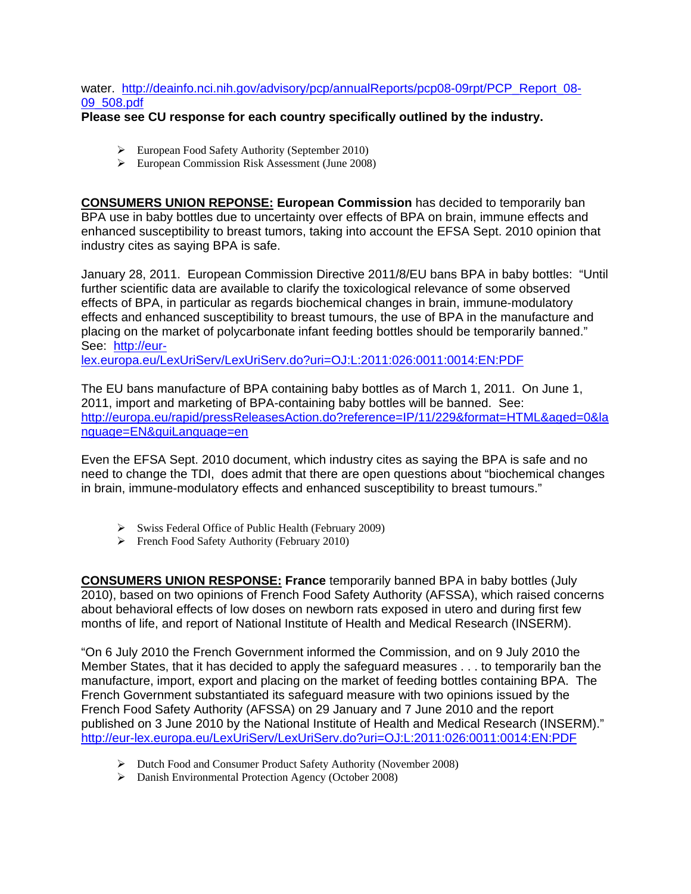water. [http://deainfo.nci.nih.gov/advisory/pcp/annualReports/pcp08-09rpt/PCP_Report_08-09_508.pdf](http://deainfo.nci.nih.gov/advisory/pcp/annualReports/pcp08-09rpt/PCP_Report_08-09_508.pdf)

**Please see CU response for each country specifically outlined by the industry.**

- European Food Safety Authority (September 2010)
- European Commission Risk Assessment (June 2008)

**CONSUMERS UNION REPONSE: European Commission** has decided to temporarily ban BPA use in baby bottles due to uncertainty over effects of BPA on brain, immune effects and enhanced susceptibility to breast tumors, taking into account the EFSA Sept. 2010 opinion that industry cites as saying BPA is safe.

January 28, 2011. European Commission Directive 2011/8/EU bans BPA in baby bottles: "Until further scientific data are available to clarify the toxicological relevance of some observed effects of BPA, in particular as regards biochemical changes in brain, immune-modulatory effects and enhanced susceptibility to breast tumours, the use of BPA in the manufacture and placing on the market of polycarbonate infant feeding bottles should be temporarily banned." See: [http://eur-lex.europa.eu/LexUriServ/LexUriServ.do?uri=OJ:L:2011:026:0011:0014:EN:PDF](http://eur-lex.europa.eu/LexUriServ/LexUriServ.do?uri=OJ:L:2011:026:0011:0014:EN:PDF)

The EU bans manufacture of BPA containing baby bottles as of March 1, 2011. On June 1, 2011, import and marketing of BPA-containing baby bottles will be banned. See: [http://europa.eu/rapid/pressReleasesAction.do?reference=IP/11/229&format=HTML&aged=0&language=EN&guiLanguage=en](http://europa.eu/rapid/pressReleasesAction.do?reference=IP/11/229&format=HTML&aged=0&language=EN&guiLanguage=en)

Even the EFSA Sept. 2010 document, which industry cites as saying the BPA is safe and no need to change the TDI, does admit that there are open questions about "biochemical changes in brain, immune-modulatory effects and enhanced susceptibility to breast tumours."

- Swiss Federal Office of Public Health (February 2009)
- French Food Safety Authority (February 2010)

**CONSUMERS UNION RESPONSE: France** temporarily banned BPA in baby bottles (July 2010), based on two opinions of French Food Safety Authority (AFSSA), which raised concerns about behavioral effects of low doses on newborn rats exposed in utero and during first few months of life, and report of National Institute of Health and Medical Research (INSERM).

"On 6 July 2010 the French Government informed the Commission, and on 9 July 2010 the Member States, that it has decided to apply the safeguard measures . . . to temporarily ban the manufacture, import, export and placing on the market of feeding bottles containing BPA. The French Government substantiated its safeguard measure with two opinions issued by the French Food Safety Authority (AFSSA) on 29 January and 7 June 2010 and the report published on 3 June 2010 by the National Institute of Health and Medical Research (INSERM)." [http://eur-lex.europa.eu/LexUriServ/LexUriServ.do?uri=OJ:L:2011:026:0011:0014:EN:PDF](http://eur-lex.europa.eu/LexUriServ/LexUriServ.do?uri=OJ:L:2011:026:0011:0014:EN:PDF)

- Dutch Food and Consumer Product Safety Authority (November 2008)
- Danish Environmental Protection Agency (October 2008)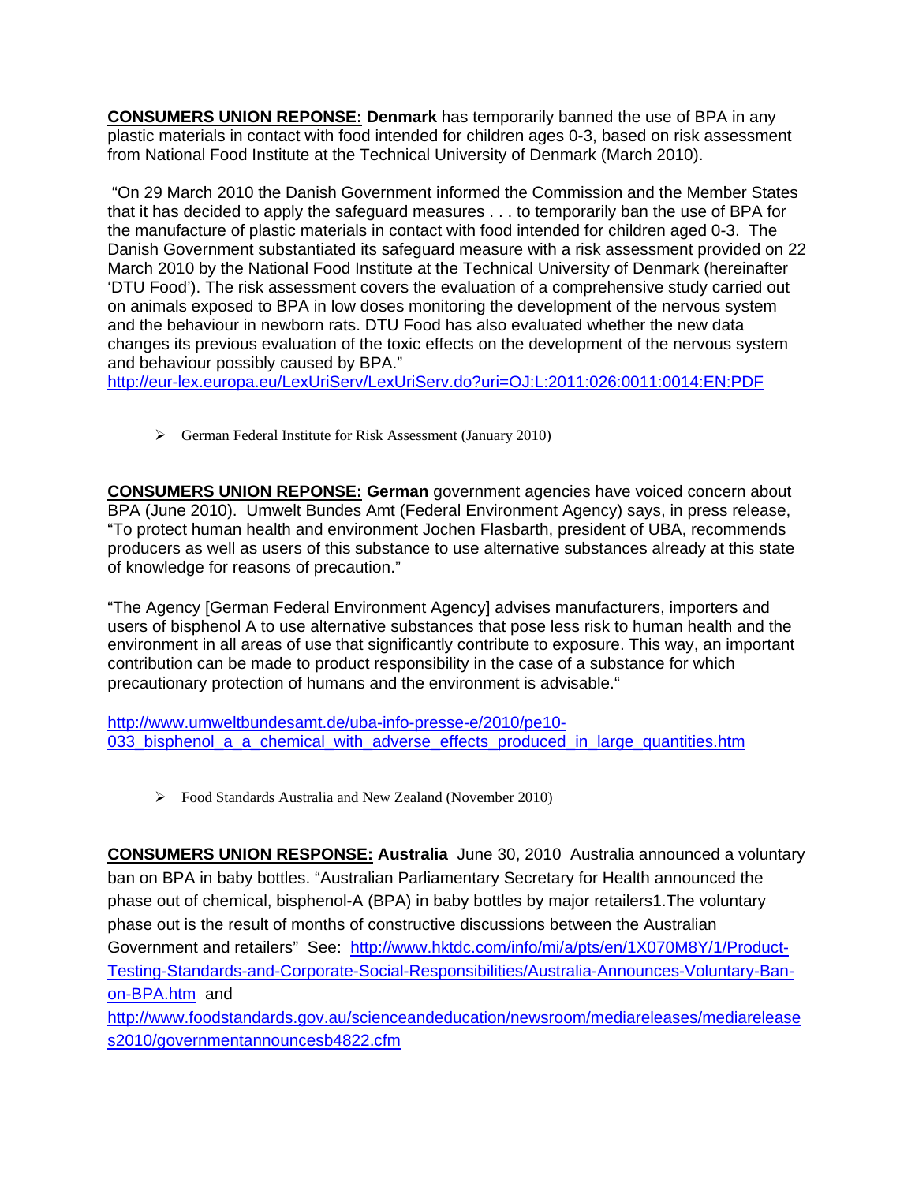**<u>CONSUMERS UNION REPONSE:</u> Denmark** has temporarily banned the use of BPA in any plastic materials in contact with food intended for children ages 0-3, based on risk assessment from National Food Institute at the Technical University of Denmark (March 2010).

"On 29 March 2010 the Danish Government informed the Commission and the Member States that it has decided to apply the safeguard measures . . . to temporarily ban the use of BPA for the manufacture of plastic materials in contact with food intended for children aged 0-3. The Danish Government substantiated its safeguard measure with a risk assessment provided on 22 March 2010 by the National Food Institute at the Technical University of Denmark (hereinafter 'DTU Food'). The risk assessment covers the evaluation of a comprehensive study carried out on animals exposed to BPA in low doses monitoring the development of the nervous system and the behaviour in newborn rats. DTU Food has also evaluated whether the new data changes its previous evaluation of the toxic effects on the development of the nervous system and behaviour possibly caused by BPA."
http://eur-lex.europa.eu/LexUriServ/LexUriServ.do?uri=OJ:L:2011:026:0011:0014:EN:PDF

- German Federal Institute for Risk Assessment (January 2010)

**<u>CONSUMERS UNION REPONSE:</u> German** government agencies have voiced concern about BPA (June 2010). Umwelt Bundes Amt (Federal Environment Agency) says, in press release, "To protect human health and environment Jochen Flasbarth, president of UBA, recommends producers as well as users of this substance to use alternative substances already at this state of knowledge for reasons of precaution."

"The Agency [German Federal Environment Agency] advises manufacturers, importers and users of bisphenol A to use alternative substances that pose less risk to human health and the environment in all areas of use that significantly contribute to exposure. This way, an important contribution can be made to product responsibility in the case of a substance for which precautionary protection of humans and the environment is advisable."

http://www.umweltbundesamt.de/uba-info-presse-e/2010/pe10-033_bisphenol_a_a_chemical_with_adverse_effects_produced_in_large_quantities.htm

- Food Standards Australia and New Zealand (November 2010)

**<u>CONSUMERS UNION RESPONSE:</u> Australia** June 30, 2010 Australia announced a voluntary ban on BPA in baby bottles. "Australian Parliamentary Secretary for Health announced the phase out of chemical, bisphenol-A (BPA) in baby bottles by major retailers1.The voluntary phase out is the result of months of constructive discussions between the Australian Government and retailers" See: http://www.hktdc.com/info/mi/a/pts/en/1X070M8Y/1/Product-Testing-Standards-and-Corporate-Social-Responsibilities/Australia-Announces-Voluntary-Ban-on-BPA.htm and http://www.foodstandards.gov.au/scienceandeducation/newsroom/mediareleases/mediareleases2010/governmentannouncesb4822.cfm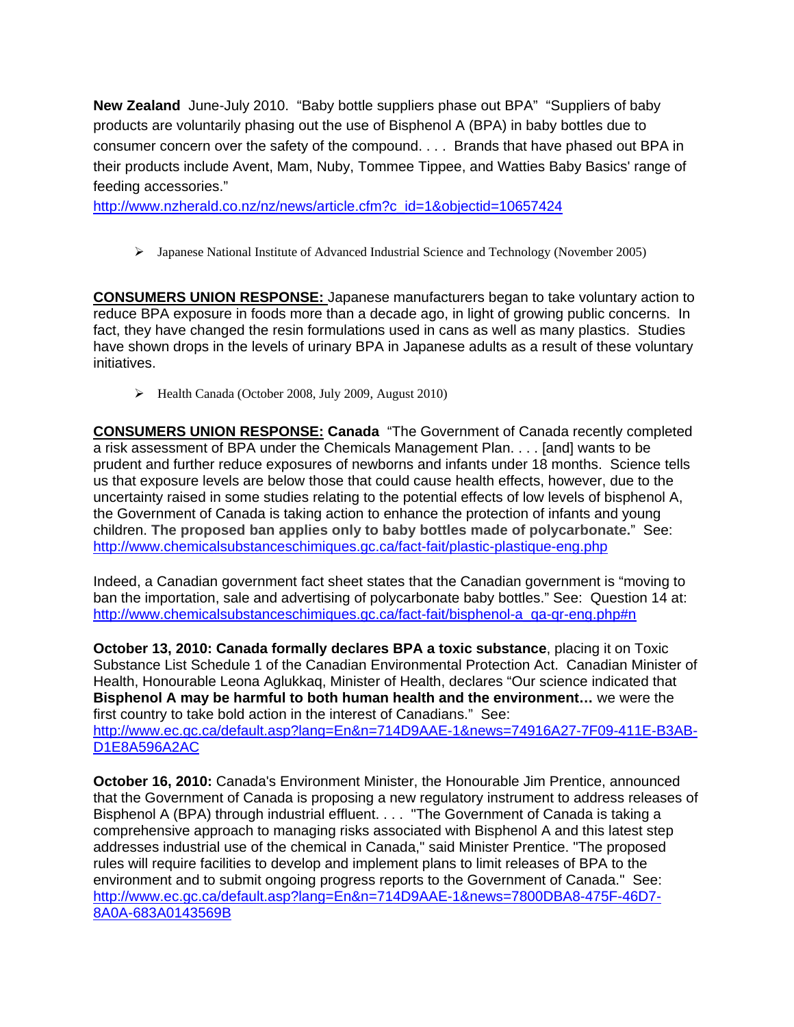**New Zealand** June-July 2010. "Baby bottle suppliers phase out BPA" "Suppliers of baby products are voluntarily phasing out the use of Bisphenol A (BPA) in baby bottles due to consumer concern over the safety of the compound. . . . Brands that have phased out BPA in their products include Avent, Mam, Nuby, Tommee Tippee, and Watties Baby Basics' range of feeding accessories."
http://www.nzherald.co.nz/nz/news/article.cfm?c_id=1&objectid=10657424

- Japanese National Institute of Advanced Industrial Science and Technology (November 2005)

**CONSUMERS UNION RESPONSE:** Japanese manufacturers began to take voluntary action to reduce BPA exposure in foods more than a decade ago, in light of growing public concerns. In fact, they have changed the resin formulations used in cans as well as many plastics. Studies have shown drops in the levels of urinary BPA in Japanese adults as a result of these voluntary initiatives.

- Health Canada (October 2008, July 2009, August 2010)

**CONSUMERS UNION RESPONSE: Canada** "The Government of Canada recently completed a risk assessment of BPA under the Chemicals Management Plan. . . . [and] wants to be prudent and further reduce exposures of newborns and infants under 18 months. Science tells us that exposure levels are below those that could cause health effects, however, due to the uncertainty raised in some studies relating to the potential effects of low levels of bisphenol A, the Government of Canada is taking action to enhance the protection of infants and young children. **The proposed ban applies only to baby bottles made of polycarbonate.**" See: http://www.chemicalsubstanceschimiques.gc.ca/fact-fait/plastic-plastique-eng.php

Indeed, a Canadian government fact sheet states that the Canadian government is "moving to ban the importation, sale and advertising of polycarbonate baby bottles." See: Question 14 at: http://www.chemicalsubstanceschimiques.gc.ca/fact-fait/bisphenol-a_qa-qr-eng.php#n

**October 13, 2010: Canada formally declares BPA a toxic substance**, placing it on Toxic Substance List Schedule 1 of the Canadian Environmental Protection Act. Canadian Minister of Health, Honourable Leona Aglukkaq, Minister of Health, declares "Our science indicated that **Bisphenol A may be harmful to both human health and the environment…** we were the first country to take bold action in the interest of Canadians." See: http://www.ec.gc.ca/default.asp?lang=En&n=714D9AAE-1&news=74916A27-7F09-411E-B3AB-D1E8A596A2AC

**October 16, 2010:** Canada's Environment Minister, the Honourable Jim Prentice, announced that the Government of Canada is proposing a new regulatory instrument to address releases of Bisphenol A (BPA) through industrial effluent. . . . "The Government of Canada is taking a comprehensive approach to managing risks associated with Bisphenol A and this latest step addresses industrial use of the chemical in Canada," said Minister Prentice. "The proposed rules will require facilities to develop and implement plans to limit releases of BPA to the environment and to submit ongoing progress reports to the Government of Canada." See: http://www.ec.gc.ca/default.asp?lang=En&n=714D9AAE-1&news=7800DBA8-475F-46D7-8A0A-683A0143569B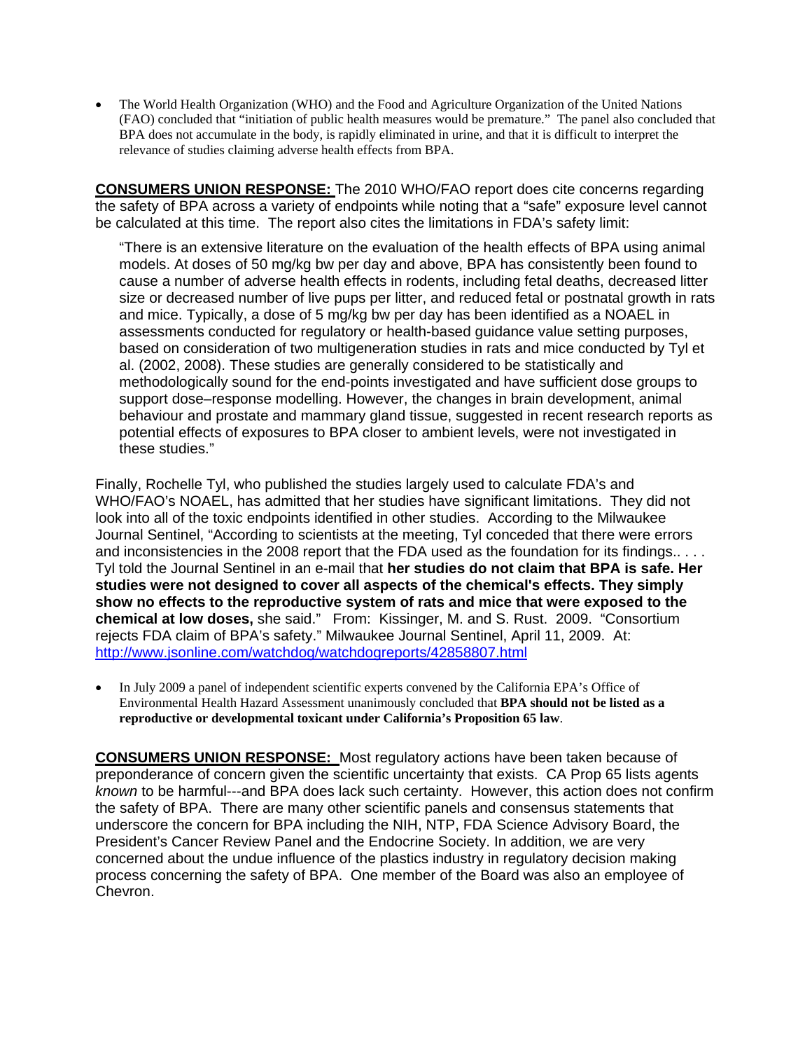- The World Health Organization (WHO) and the Food and Agriculture Organization of the United Nations (FAO) concluded that "initiation of public health measures would be premature." The panel also concluded that BPA does not accumulate in the body, is rapidly eliminated in urine, and that it is difficult to interpret the relevance of studies claiming adverse health effects from BPA.

**CONSUMERS UNION RESPONSE:** The 2010 WHO/FAO report does cite concerns regarding the safety of BPA across a variety of endpoints while noting that a "safe" exposure level cannot be calculated at this time. The report also cites the limitations in FDA's safety limit:

> "There is an extensive literature on the evaluation of the health effects of BPA using animal models. At doses of 50 mg/kg bw per day and above, BPA has consistently been found to cause a number of adverse health effects in rodents, including fetal deaths, decreased litter size or decreased number of live pups per litter, and reduced fetal or postnatal growth in rats and mice. Typically, a dose of 5 mg/kg bw per day has been identified as a NOAEL in assessments conducted for regulatory or health-based guidance value setting purposes, based on consideration of two multigeneration studies in rats and mice conducted by Tyl et al. (2002, 2008). These studies are generally considered to be statistically and methodologically sound for the end-points investigated and have sufficient dose groups to support dose–response modelling. However, the changes in brain development, animal behaviour and prostate and mammary gland tissue, suggested in recent research reports as potential effects of exposures to BPA closer to ambient levels, were not investigated in these studies."

Finally, Rochelle Tyl, who published the studies largely used to calculate FDA's and WHO/FAO's NOAEL, has admitted that her studies have significant limitations. They did not look into all of the toxic endpoints identified in other studies. According to the Milwaukee Journal Sentinel, "According to scientists at the meeting, Tyl conceded that there were errors and inconsistencies in the 2008 report that the FDA used as the foundation for its findings.. . . . Tyl told the Journal Sentinel in an e-mail that **her studies do not claim that BPA is safe. Her studies were not designed to cover all aspects of the chemical's effects. They simply show no effects to the reproductive system of rats and mice that were exposed to the chemical at low doses,** she said." From: Kissinger, M. and S. Rust. 2009. "Consortium rejects FDA claim of BPA's safety." Milwaukee Journal Sentinel, April 11, 2009. At: http://www.jsonline.com/watchdog/watchdogreports/42858807.html

- In July 2009 a panel of independent scientific experts convened by the California EPA's Office of Environmental Health Hazard Assessment unanimously concluded that **BPA should not be listed as a reproductive or developmental toxicant under California's Proposition 65 law**.

**CONSUMERS UNION RESPONSE:** Most regulatory actions have been taken because of preponderance of concern given the scientific uncertainty that exists. CA Prop 65 lists agents *known* to be harmful---and BPA does lack such certainty. However, this action does not confirm the safety of BPA. There are many other scientific panels and consensus statements that underscore the concern for BPA including the NIH, NTP, FDA Science Advisory Board, the President's Cancer Review Panel and the Endocrine Society. In addition, we are very concerned about the undue influence of the plastics industry in regulatory decision making process concerning the safety of BPA. One member of the Board was also an employee of Chevron.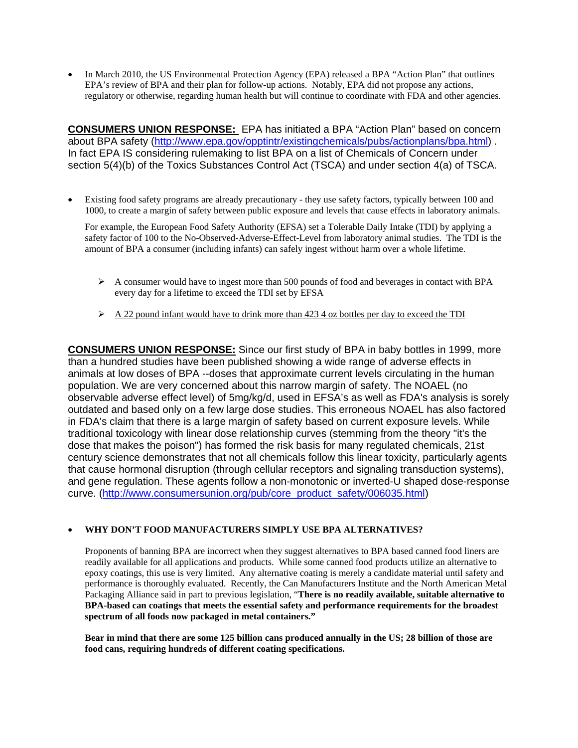- In March 2010, the US Environmental Protection Agency (EPA) released a BPA "Action Plan" that outlines EPA's review of BPA and their plan for follow-up actions. Notably, EPA did not propose any actions, regulatory or otherwise, regarding human health but will continue to coordinate with FDA and other agencies.

**CONSUMERS UNION RESPONSE:** EPA has initiated a BPA "Action Plan" based on concern about BPA safety (http://www.epa.gov/opptintr/existingchemicals/pubs/actionplans/bpa.html) . In fact EPA IS considering rulemaking to list BPA on a list of Chemicals of Concern under section 5(4)(b) of the Toxics Substances Control Act (TSCA) and under section 4(a) of TSCA.

- Existing food safety programs are already precautionary - they use safety factors, typically between 100 and 1000, to create a margin of safety between public exposure and levels that cause effects in laboratory animals.

  For example, the European Food Safety Authority (EFSA) set a Tolerable Daily Intake (TDI) by applying a safety factor of 100 to the No-Observed-Adverse-Effect-Level from laboratory animal studies. The TDI is the amount of BPA a consumer (including infants) can safely ingest without harm over a whole lifetime.

  - A consumer would have to ingest more than 500 pounds of food and beverages in contact with BPA every day for a lifetime to exceed the TDI set by EFSA
  - <u>A 22 pound infant would have to drink more than 423 4 oz bottles per day to exceed the TDI</u>

**CONSUMERS UNION RESPONSE:** Since our first study of BPA in baby bottles in 1999, more than a hundred studies have been published showing a wide range of adverse effects in animals at low doses of BPA --doses that approximate current levels circulating in the human population. We are very concerned about this narrow margin of safety. The NOAEL (no observable adverse effect level) of 5mg/kg/d, used in EFSA's as well as FDA's analysis is sorely outdated and based only on a few large dose studies. This erroneous NOAEL has also factored in FDA's claim that there is a large margin of safety based on current exposure levels. While traditional toxicology with linear dose relationship curves (stemming from the theory "it's the dose that makes the poison") has formed the risk basis for many regulated chemicals, 21st century science demonstrates that not all chemicals follow this linear toxicity, particularly agents that cause hormonal disruption (through cellular receptors and signaling transduction systems), and gene regulation. These agents follow a non-monotonic or inverted-U shaped dose-response curve. (http://www.consumersunion.org/pub/core_product_safety/006035.html)

- **WHY DON'T FOOD MANUFACTURERS SIMPLY USE BPA ALTERNATIVES?**

  Proponents of banning BPA are incorrect when they suggest alternatives to BPA based canned food liners are readily available for all applications and products. While some canned food products utilize an alternative to epoxy coatings, this use is very limited. Any alternative coating is merely a candidate material until safety and performance is thoroughly evaluated. Recently, the Can Manufacturers Institute and the North American Metal Packaging Alliance said in part to previous legislation, "**There is no readily available, suitable alternative to BPA-based can coatings that meets the essential safety and performance requirements for the broadest spectrum of all foods now packaged in metal containers."**

  **Bear in mind that there are some 125 billion cans produced annually in the US; 28 billion of those are food cans, requiring hundreds of different coating specifications.**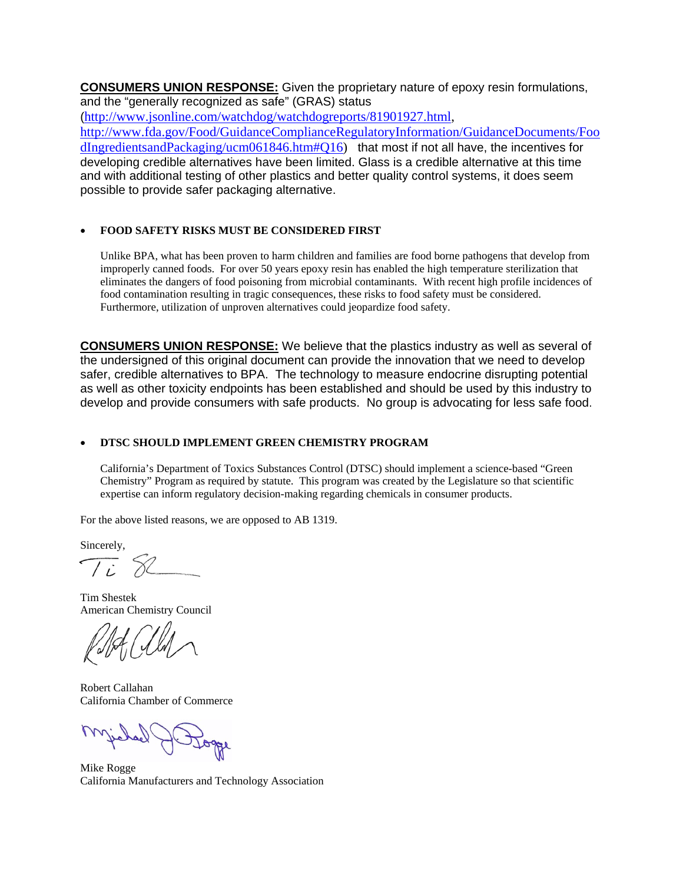**CONSUMERS UNION RESPONSE:** Given the proprietary nature of epoxy resin formulations, and the "generally recognized as safe" (GRAS) status (http://www.jsonline.com/watchdog/watchdogreports/81901927.html, http://www.fda.gov/Food/GuidanceComplianceRegulatoryInformation/GuidanceDocuments/FoodIngredientsandPackaging/ucm061846.htm#Q16) that most if not all have, the incentives for developing credible alternatives have been limited. Glass is a credible alternative at this time and with additional testing of other plastics and better quality control systems, it does seem possible to provide safer packaging alternative.

- **FOOD SAFETY RISKS MUST BE CONSIDERED FIRST**

  Unlike BPA, what has been proven to harm children and families are food borne pathogens that develop from improperly canned foods. For over 50 years epoxy resin has enabled the high temperature sterilization that eliminates the dangers of food poisoning from microbial contaminants. With recent high profile incidences of food contamination resulting in tragic consequences, these risks to food safety must be considered. Furthermore, utilization of unproven alternatives could jeopardize food safety.

**CONSUMERS UNION RESPONSE:** We believe that the plastics industry as well as several of the undersigned of this original document can provide the innovation that we need to develop safer, credible alternatives to BPA. The technology to measure endocrine disrupting potential as well as other toxicity endpoints has been established and should be used by this industry to develop and provide consumers with safe products. No group is advocating for less safe food.

- **DTSC SHOULD IMPLEMENT GREEN CHEMISTRY PROGRAM**

  California's Department of Toxics Substances Control (DTSC) should implement a science-based "Green Chemistry" Program as required by statute. This program was created by the Legislature so that scientific expertise can inform regulatory decision-making regarding chemicals in consumer products.

For the above listed reasons, we are opposed to AB 1319.

Sincerely,

Tim Shestek
American Chemistry Council

Robert Callahan
California Chamber of Commerce

Mike Rogge
California Manufacturers and Technology Association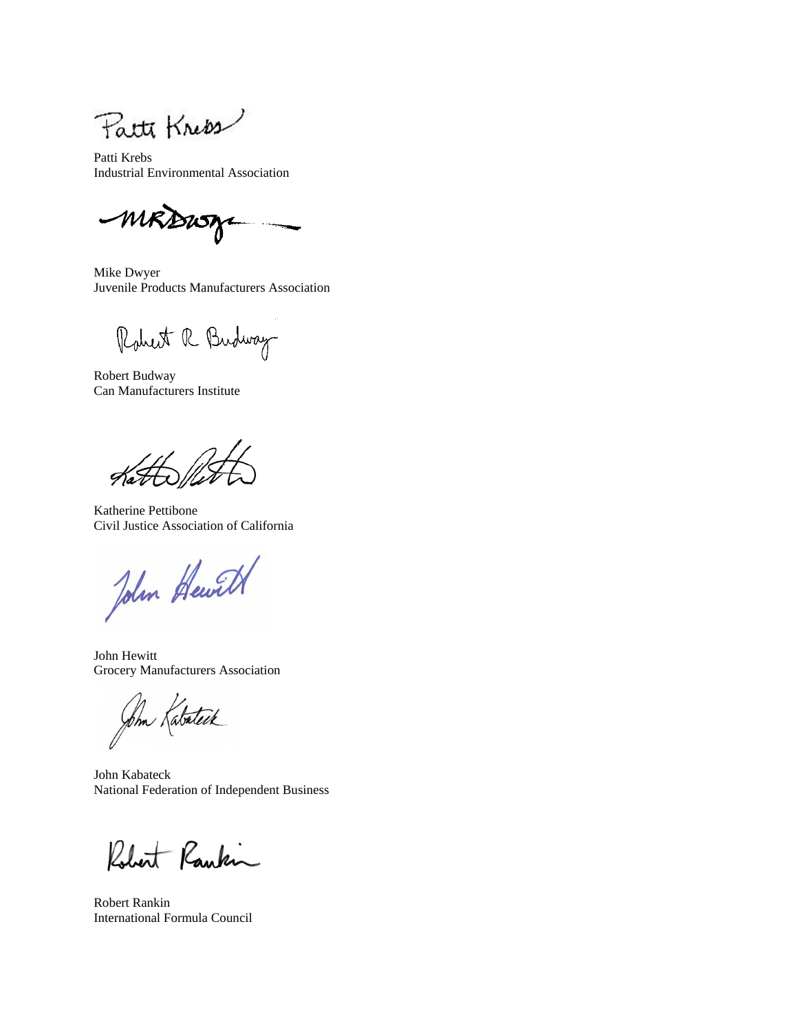Patti Krebs
Industrial Environmental Association

Mike Dwyer
Juvenile Products Manufacturers Association

Robert Budway
Can Manufacturers Institute

Katherine Pettibone
Civil Justice Association of California

John Hewitt
Grocery Manufacturers Association

John Kabateck
National Federation of Independent Business

Robert Rankin
International Formula Council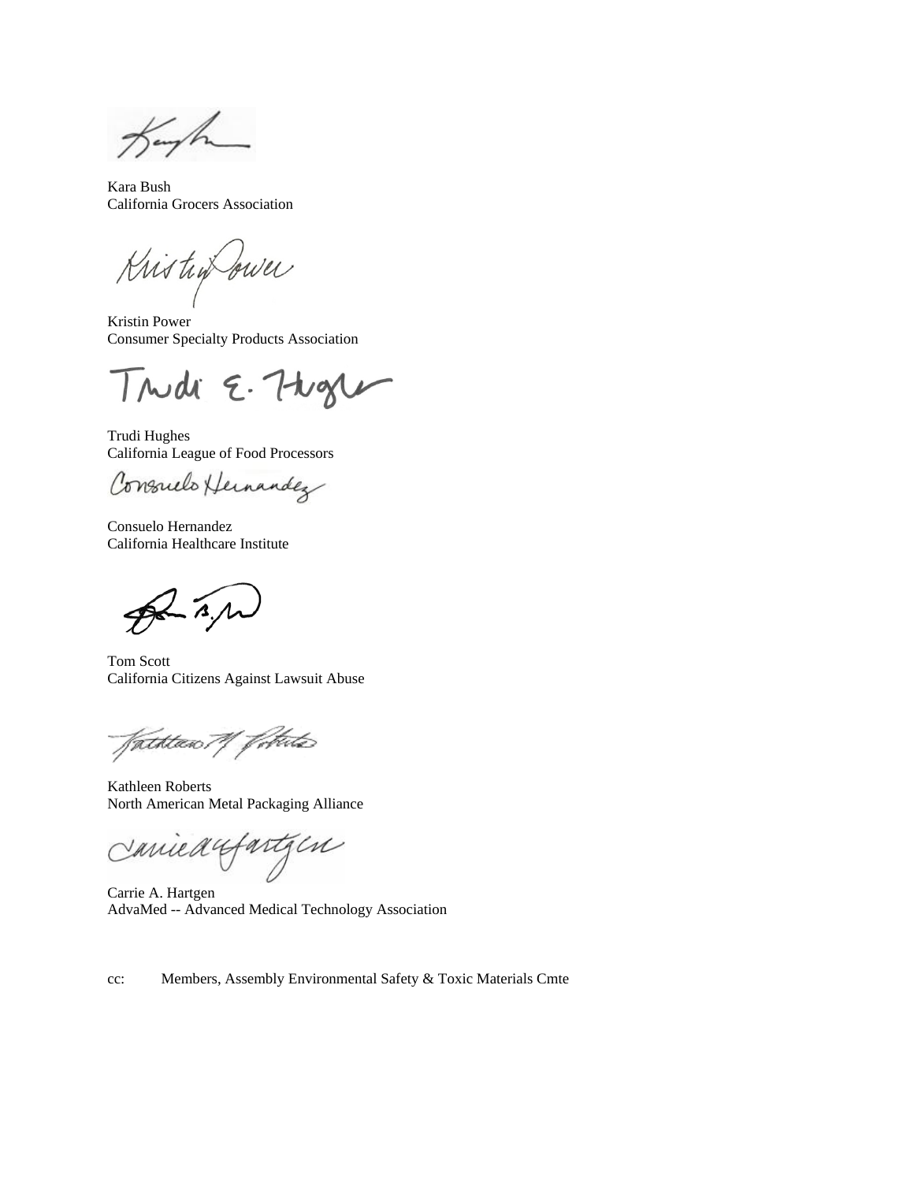Kara Bush
California Grocers Association

Kristin Power
Consumer Specialty Products Association

Trudi Hughes
California League of Food Processors

Consuelo Hernandez
California Healthcare Institute

Tom Scott
California Citizens Against Lawsuit Abuse

Kathleen Roberts
North American Metal Packaging Alliance

Carrie A. Hartgen
AdvaMed -- Advanced Medical Technology Association

cc: Members, Assembly Environmental Safety & Toxic Materials Cmte